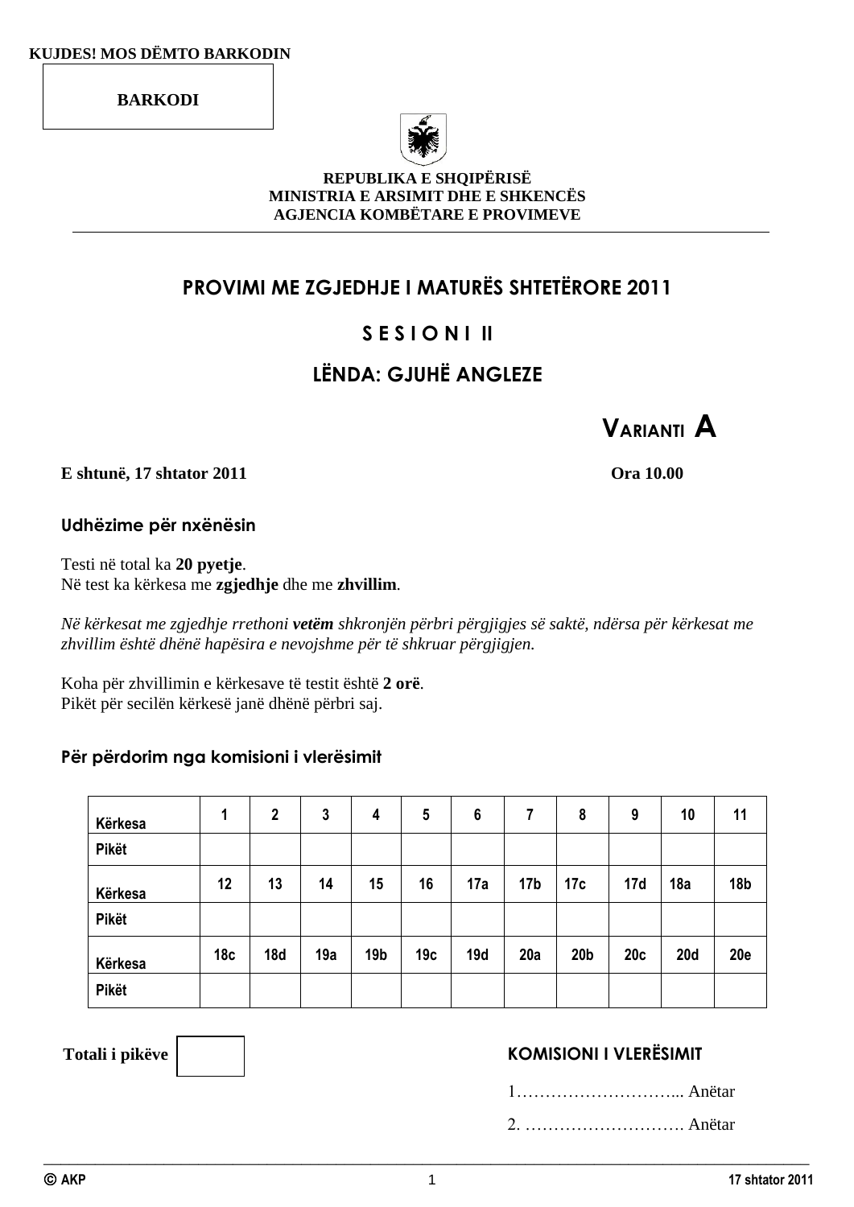**KUJDES! MOS DËMTO BARKODIN**

**BARKODI**

**REPUBLIKA E SHQIPËRISË**
**MINISTRIA E ARSIMIT DHE E SHKENCËS**
**AGJENCIA KOMBËTARE E PROVIMEVE**

# PROVIMI ME ZGJEDHJE I MATURËS SHTETËRORE 2011

## S E S I O N I II

## LËNDA: GJUHË ANGLEZE

**VARIANTI A**

**E shtunë, 17 shtator 2011** **Ora 10.00**

### Udhëzime për nxënësin

Testi në total ka **20 pyetje**.
Në test ka kërkesa me **zgjedhje** dhe me **zhvillim**.

*Në kërkesat me zgjedhje rrethoni **vetëm** shkronjën përbri përgjigjes së saktë, ndërsa për kërkesat me zhvillim është dhënë hapësira e nevojshme për të shkruar përgjigjen.*

Koha për zhvillimin e kërkesave të testit është **2 orë**.
Pikët për secilën kërkesë janë dhënë përbri saj.

### Për përdorim nga komisioni i vlerësimit

| Kërkesa | 1 | 2 | 3 | 4 | 5 | 6 | 7 | 8 | 9 | 10 | 11 |
|---|---|---|---|---|---|---|---|---|---|---|---|
| Pikët | | | | | | | | | | | |
| Kërkesa | 12 | 13 | 14 | 15 | 16 | 17a | 17b | 17c | 17d | 18a | 18b |
| Pikët | | | | | | | | | | | |
| Kërkesa | 18c | 18d | 19a | 19b | 19c | 19d | 20a | 20b | 20c | 20d | 20e |
| Pikët | | | | | | | | | | | |

**Totali i pikëve**

**KOMISIONI I VLERËSIMIT**

1……………………….. Anëtar

2. ………………………. Anëtar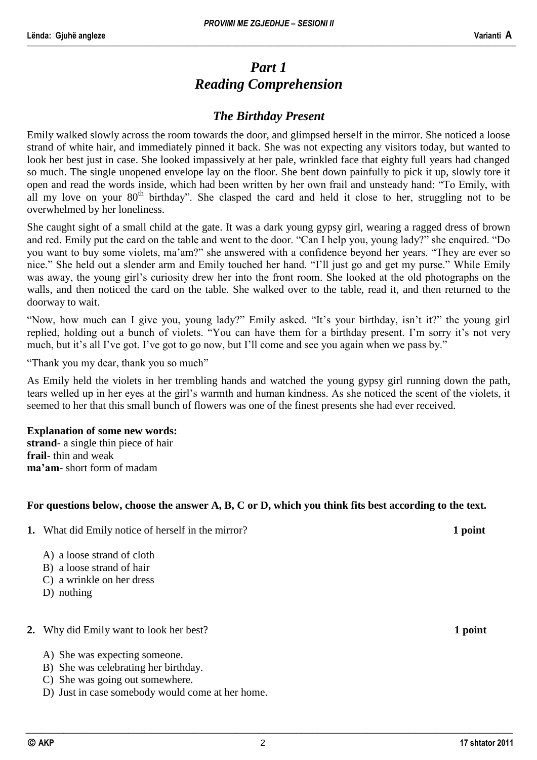# *Part 1*
# *Reading Comprehension*

## *The Birthday Present*

Emily walked slowly across the room towards the door, and glimpsed herself in the mirror. She noticed a loose strand of white hair, and immediately pinned it back. She was not expecting any visitors today, but wanted to look her best just in case. She looked impassively at her pale, wrinkled face that eighty full years had changed so much. The single unopened envelope lay on the floor. She bent down painfully to pick it up, slowly tore it open and read the words inside, which had been written by her own frail and unsteady hand: "To Emily, with all my love on your 80th birthday". She clasped the card and held it close to her, struggling not to be overwhelmed by her loneliness.

She caught sight of a small child at the gate. It was a dark young gypsy girl, wearing a ragged dress of brown and red. Emily put the card on the table and went to the door. "Can I help you, young lady?" she enquired. "Do you want to buy some violets, ma'am?" she answered with a confidence beyond her years. "They are ever so nice." She held out a slender arm and Emily touched her hand. "I'll just go and get my purse." While Emily was away, the young girl's curiosity drew her into the front room. She looked at the old photographs on the walls, and then noticed the card on the table. She walked over to the table, read it, and then returned to the doorway to wait.

"Now, how much can I give you, young lady?" Emily asked. "It's your birthday, isn't it?" the young girl replied, holding out a bunch of violets. "You can have them for a birthday present. I'm sorry it's not very much, but it's all I've got. I've got to go now, but I'll come and see you again when we pass by."

"Thank you my dear, thank you so much"

As Emily held the violets in her trembling hands and watched the young gypsy girl running down the path, tears welled up in her eyes at the girl's warmth and human kindness. As she noticed the scent of the violets, it seemed to her that this small bunch of flowers was one of the finest presents she had ever received.

**Explanation of some new words:**
**strand**- a single thin piece of hair
**frail**- thin and weak
**ma'am**- short form of madam

**For questions below, choose the answer A, B, C or D, which you think fits best according to the text.**

**1.** What did Emily notice of herself in the mirror? **1 point**

A) a loose strand of cloth
B) a loose strand of hair
C) a wrinkle on her dress
D) nothing

**2.** Why did Emily want to look her best? **1 point**

A) She was expecting someone.
B) She was celebrating her birthday.
C) She was going out somewhere.
D) Just in case somebody would come at her home.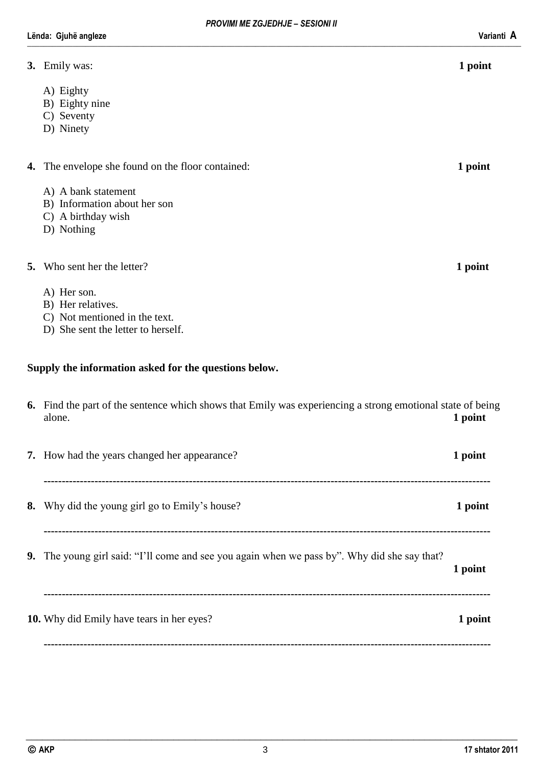**3.** Emily was: **1 point**

A) Eighty
B) Eighty nine
C) Seventy
D) Ninety

**4.** The envelope she found on the floor contained: **1 point**

A) A bank statement
B) Information about her son
C) A birthday wish
D) Nothing

**5.** Who sent her the letter? **1 point**

A) Her son.
B) Her relatives.
C) Not mentioned in the text.
D) She sent the letter to herself.

**Supply the information asked for the questions below.**

**6.** Find the part of the sentence which shows that Emily was experiencing a strong emotional state of being alone. **1 point**

**7.** How had the years changed her appearance? **1 point**

---

**8.** Why did the young girl go to Emily's house? **1 point**

---

**9.** The young girl said: "I'll come and see you again when we pass by". Why did she say that? **1 point**

---

**10.** Why did Emily have tears in her eyes? **1 point**

---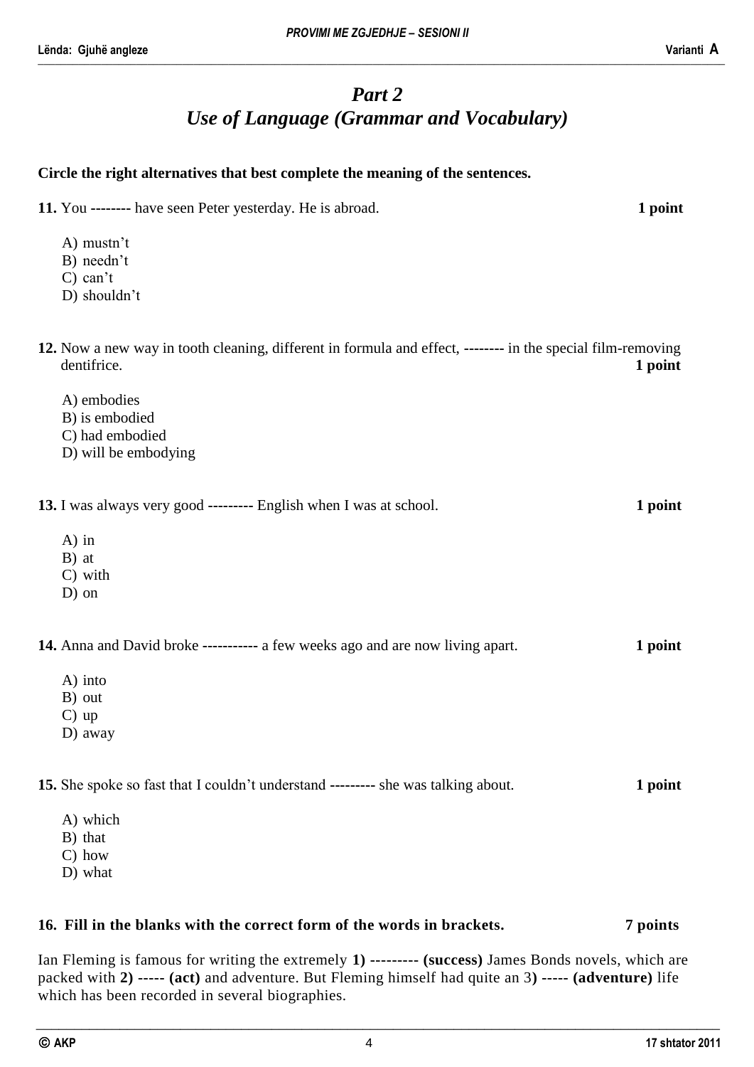# *Part 2*
## *Use of Language (Grammar and Vocabulary)*

**Circle the right alternatives that best complete the meaning of the sentences.**

**11.** You -------- have seen Peter yesterday. He is abroad. **1 point**

A) mustn't
B) needn't
C) can't
D) shouldn't

**12.** Now a new way in tooth cleaning, different in formula and effect, -------- in the special film-removing dentifrice. **1 point**

A) embodies
B) is embodied
C) had embodied
D) will be embodying

**13.** I was always very good --------- English when I was at school. **1 point**

A) in
B) at
C) with
D) on

**14.** Anna and David broke ----------- a few weeks ago and are now living apart. **1 point**

A) into
B) out
C) up
D) away

**15.** She spoke so fast that I couldn't understand --------- she was talking about. **1 point**

A) which
B) that
C) how
D) what

**16. Fill in the blanks with the correct form of the words in brackets.** **7 points**

Ian Fleming is famous for writing the extremely **1) --------- (success)** James Bonds novels, which are packed with **2) ----- (act)** and adventure. But Fleming himself had quite an 3**) ----- (adventure)** life which has been recorded in several biographies.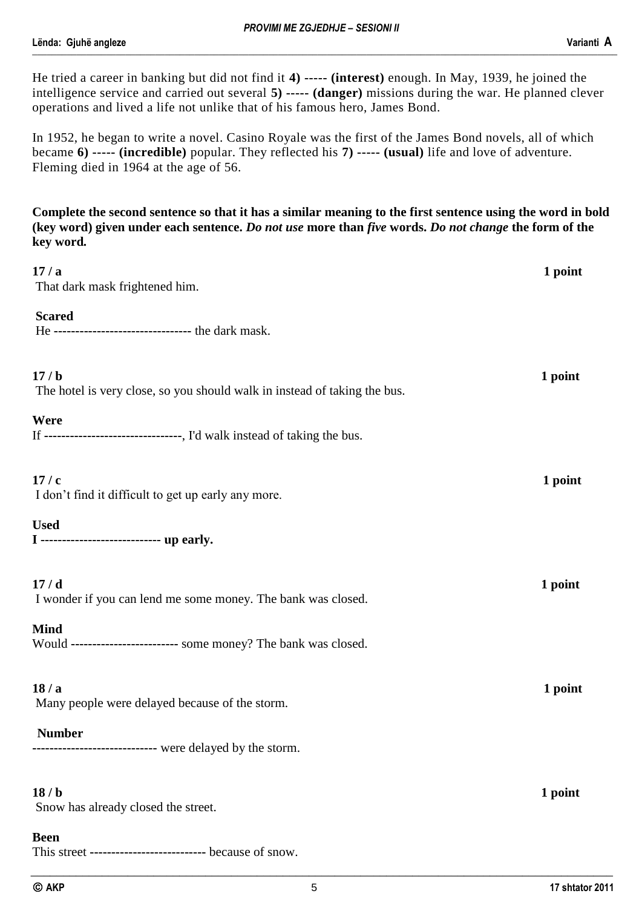He tried a career in banking but did not find it **4) ----- (interest)** enough. In May, 1939, he joined the intelligence service and carried out several **5) ----- (danger)** missions during the war. He planned clever operations and lived a life not unlike that of his famous hero, James Bond.

In 1952, he began to write a novel. Casino Royale was the first of the James Bond novels, all of which became **6) ----- (incredible)** popular. They reflected his **7) ----- (usual)** life and love of adventure. Fleming died in 1964 at the age of 56.

**Complete the second sentence so that it has a similar meaning to the first sentence using the word in bold (key word) given under each sentence. *Do not use* more than *five* words. *Do not change* the form of the key word.**

**17 / a** **1 point**

That dark mask frightened him.

**Scared**

He ------------------------------- the dark mask.

**17 / b** **1 point**

The hotel is very close, so you should walk in instead of taking the bus.

**Were**

If -------------------------------, I'd walk instead of taking the bus.

**17 / c** **1 point**

I don't find it difficult to get up early any more.

**Used**

**I --------------------------- up early.**

**17 / d** **1 point**

I wonder if you can lend me some money. The bank was closed.

**Mind**

Would ------------------------ some money? The bank was closed.

**18 / a** **1 point**

Many people were delayed because of the storm.

**Number**

---------------------------- were delayed by the storm.

**18 / b** **1 point**

Snow has already closed the street.

**Been**

This street -------------------------- because of snow.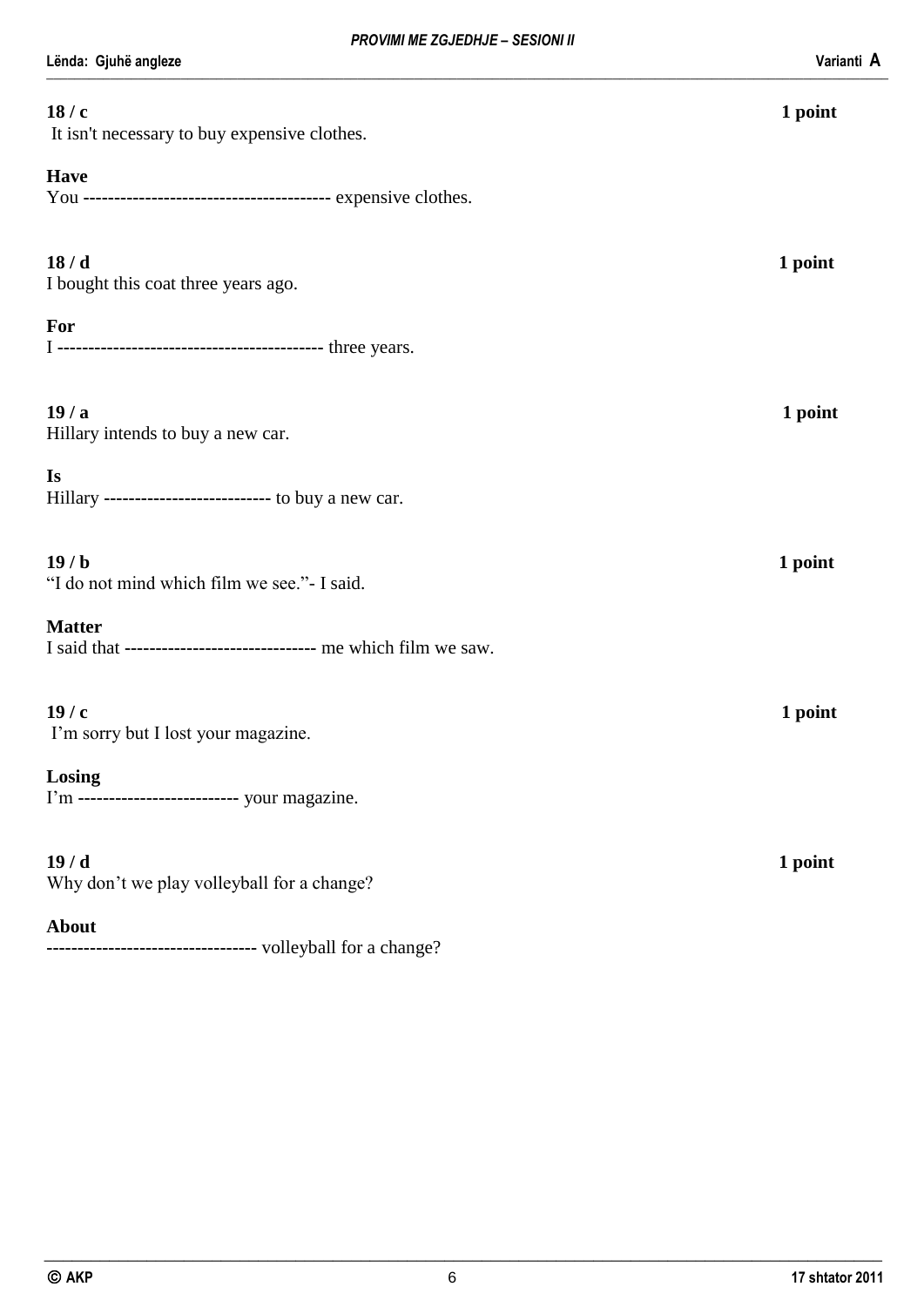**18 / c** **1 point**

It isn't necessary to buy expensive clothes.

**Have**

You --------------------------------------- expensive clothes.

**18 / d** **1 point**

I bought this coat three years ago.

**For**

I ------------------------------------------ three years.

**19 / a** **1 point**

Hillary intends to buy a new car.

**Is**

Hillary --------------------------- to buy a new car.

**19 / b** **1 point**

"I do not mind which film we see."- I said.

**Matter**

I said that ------------------------------- me which film we saw.

**19 / c** **1 point**

I'm sorry but I lost your magazine.

**Losing**

I'm -------------------------- your magazine.

**19 / d** **1 point**

Why don't we play volleyball for a change?

**About**

---------------------------------- volleyball for a change?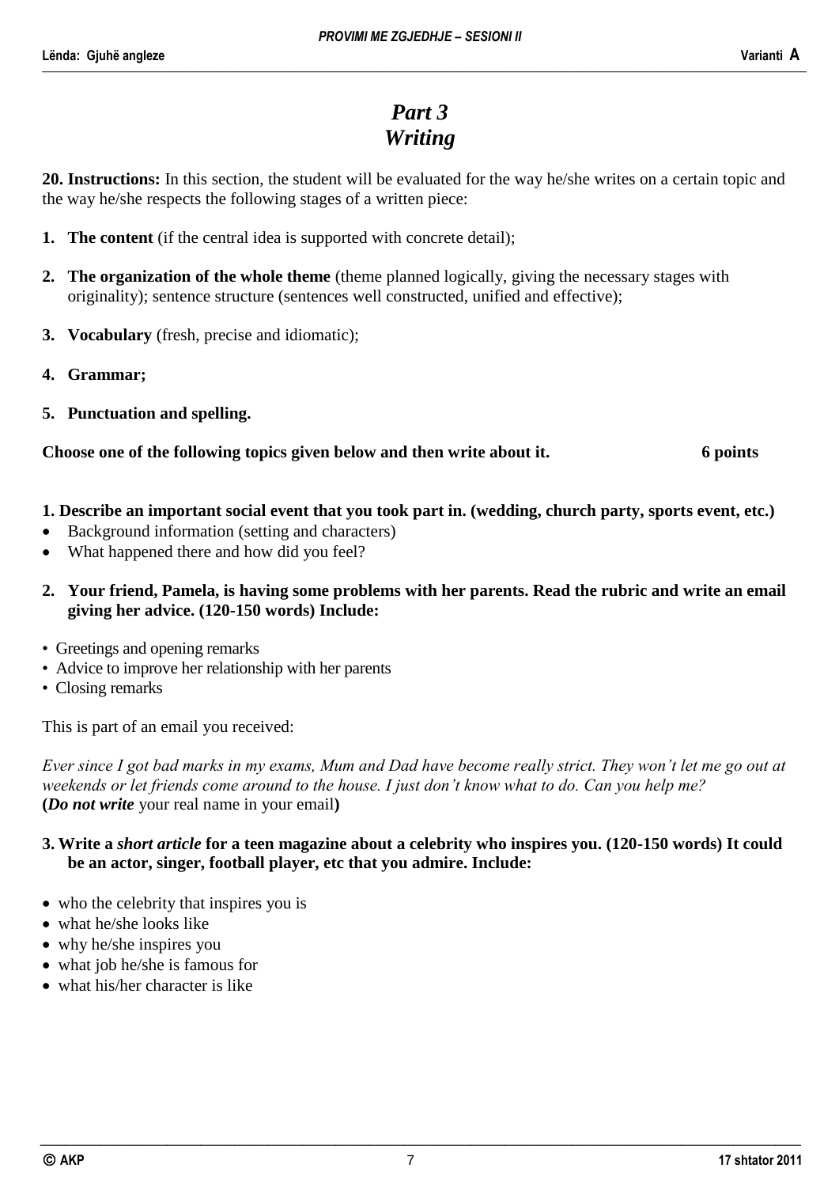# *Part 3*
# *Writing*

**20. Instructions:** In this section, the student will be evaluated for the way he/she writes on a certain topic and the way he/she respects the following stages of a written piece:

1. **The content** (if the central idea is supported with concrete detail);
2. **The organization of the whole theme** (theme planned logically, giving the necessary stages with originality); sentence structure (sentences well constructed, unified and effective);
3. **Vocabulary** (fresh, precise and idiomatic);
4. **Grammar;**
5. **Punctuation and spelling.**

**Choose one of the following topics given below and then write about it.** **6 points**

**1. Describe an important social event that you took part in. (wedding, church party, sports event, etc.)**

- Background information (setting and characters)
- What happened there and how did you feel?

**2. Your friend, Pamela, is having some problems with her parents. Read the rubric and write an email giving her advice. (120-150 words) Include:**

- Greetings and opening remarks
- Advice to improve her relationship with her parents
- Closing remarks

This is part of an email you received:

*Ever since I got bad marks in my exams, Mum and Dad have become really strict. They won't let me go out at weekends or let friends come around to the house. I just don't know what to do. Can you help me?*
**(*Do not write*** your real name in your email**)**

**3. Write a *short article* for a teen magazine about a celebrity who inspires you. (120-150 words) It could be an actor, singer, football player, etc that you admire. Include:**

- who the celebrity that inspires you is
- what he/she looks like
- why he/she inspires you
- what job he/she is famous for
- what his/her character is like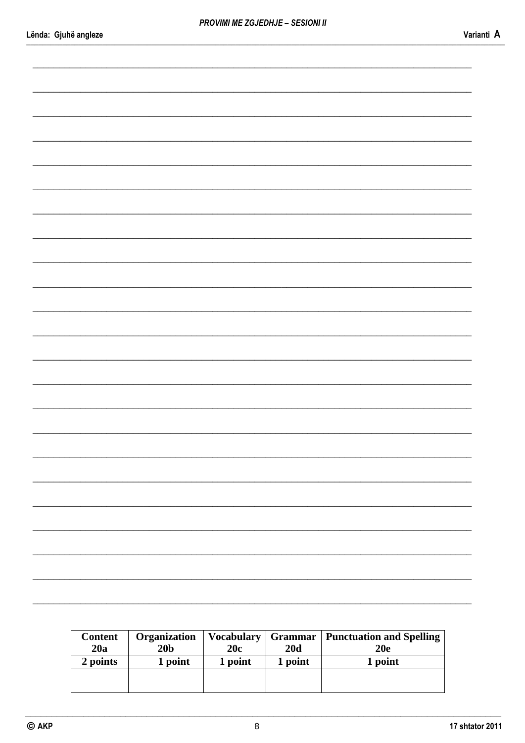| Content<br>20a | Organization<br>20b | Vocabulary<br>20c | Grammar<br>20d | Punctuation and Spelling<br>20e |
|---|---|---|---|---|
| 2 points | 1 point | 1 point | 1 point | 1 point |
| | | | | |